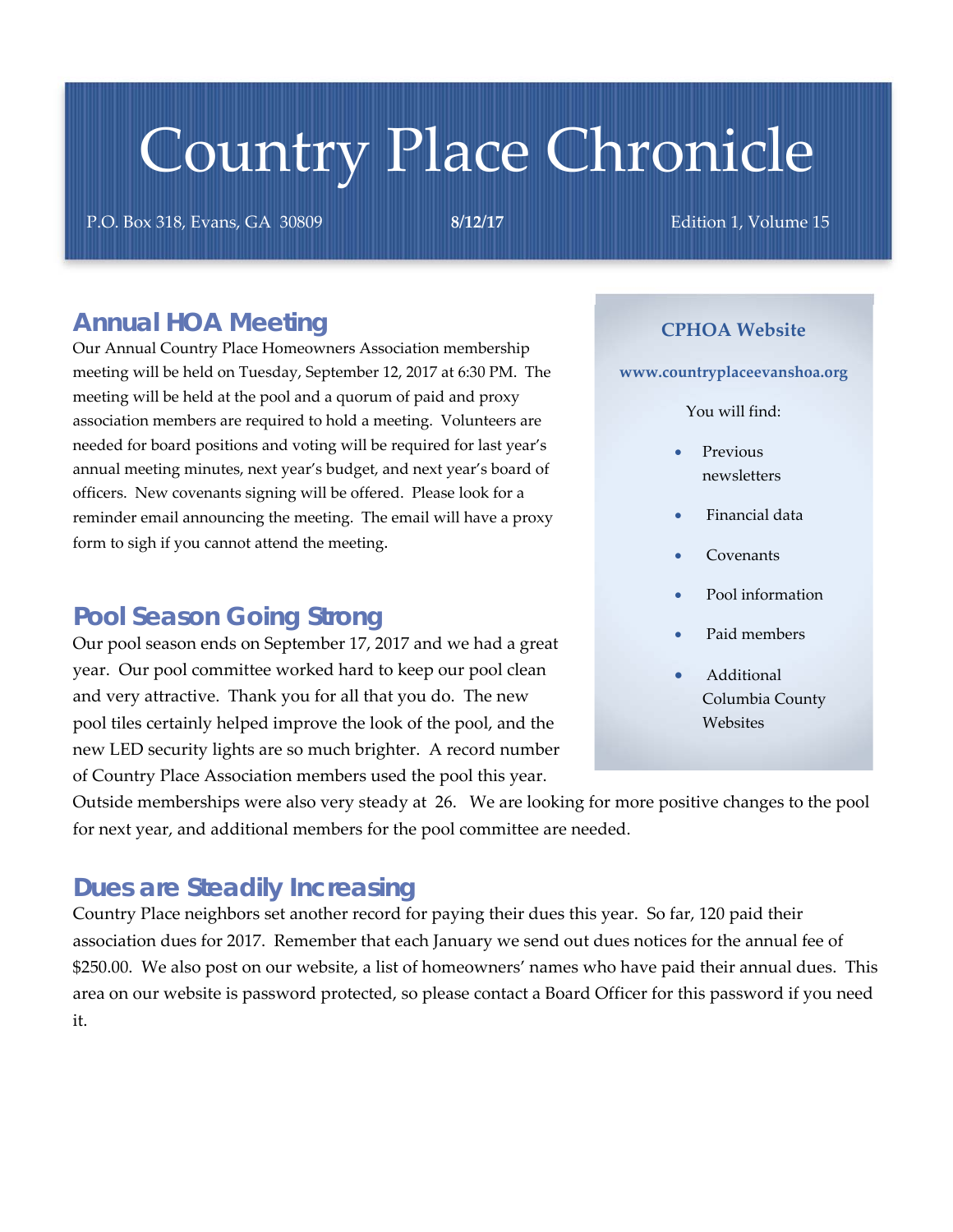# Country Place Chronicle

P.O. Box 318, Evans, GA 30809 **8/12/17** Edition 1, Volume 15

## Annual HOA Meeting

Our Annual Country Place Homeowners Association membership meeting will be held on Tuesday, September 12, 2017 at 6:30 PM. The meeting will be held at the pool and a quorum of paid and proxy association members are required to hold a meeting. Volunteers are needed for board positions and voting will be required for last year's annual meeting minutes, next year's budget, and next year's board of officers. New covenants signing will be offered. Please look for a reminder email announcing the meeting. The email will have a proxy form to sigh if you cannot attend the meeting.

## Pool Season Going Strong

Our pool season ends on September 17, 2017 and we had a great year. Our pool committee worked hard to keep our pool clean and very attractive. Thank you for all that you do. The new pool tiles certainly helped improve the look of the pool, and the new LED security lights are so much brighter. A record number of Country Place Association members used the pool this year. Outside memberships were also very steady at 26. We are looking for more positive changes to the pool for next year, and additional members for the pool committee are needed.

## Dues are Steadily Increasing

Country Place neighbors set another record for paying their dues this year. So far, 120 paid their association dues for 2017. Remember that each January we send out dues notices for the annual fee of $250.00. We also post on our website, a list of homeowners' names who have paid their annual dues. This area on our website is password protected, so please contact a Board Officer for this password if you need it.

### CPHOA Website

**www.countryplaceevanshoa.org**

You will find:

- Previous newsletters
- Financial data
- Covenants
- Pool information
- Paid members
- Additional Columbia County Websites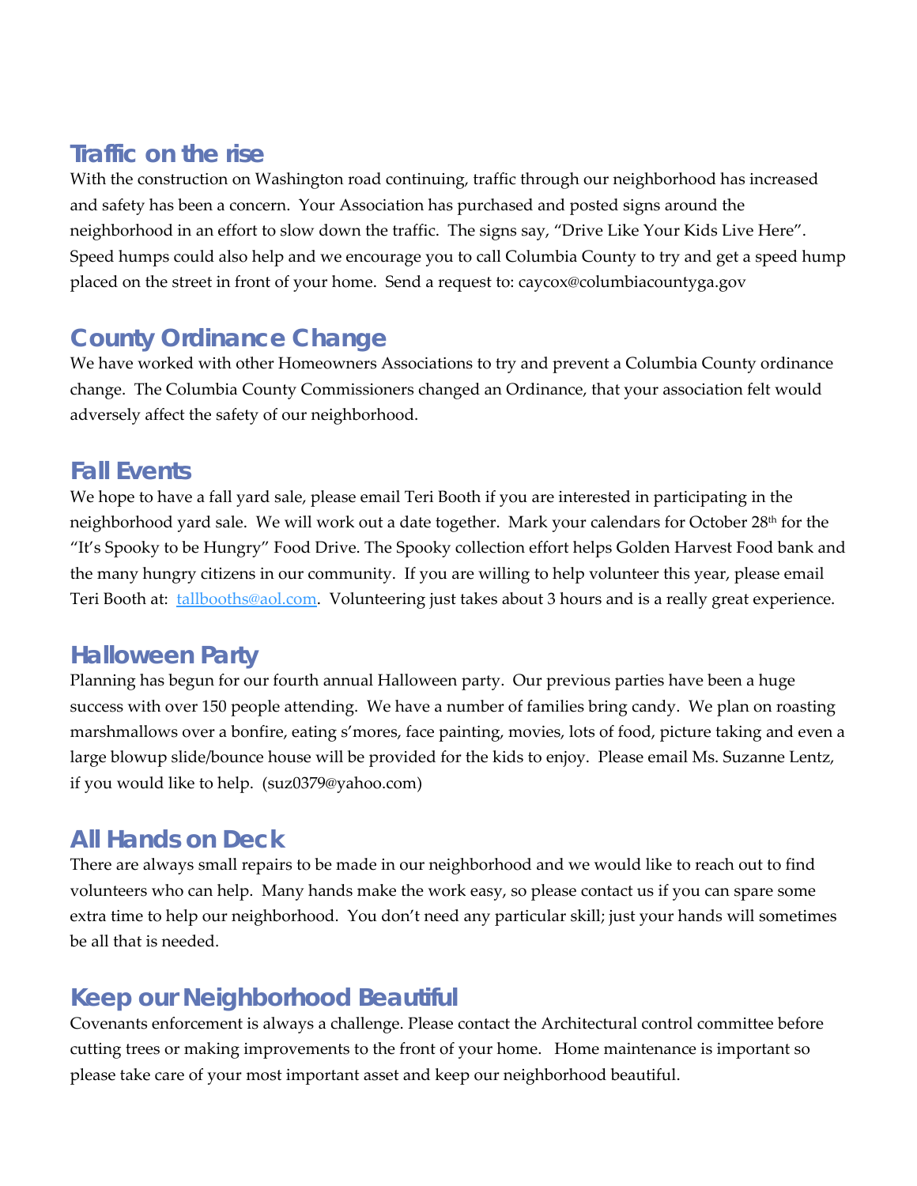## Traffic on the rise

With the construction on Washington road continuing, traffic through our neighborhood has increased and safety has been a concern. Your Association has purchased and posted signs around the neighborhood in an effort to slow down the traffic. The signs say, "Drive Like Your Kids Live Here". Speed humps could also help and we encourage you to call Columbia County to try and get a speed hump placed on the street in front of your home. Send a request to: caycox@columbiacountyga.gov

## County Ordinance Change

We have worked with other Homeowners Associations to try and prevent a Columbia County ordinance change. The Columbia County Commissioners changed an Ordinance, that your association felt would adversely affect the safety of our neighborhood.

## Fall Events

We hope to have a fall yard sale, please email Teri Booth if you are interested in participating in the neighborhood yard sale. We will work out a date together. Mark your calendars for October 28th for the "It's Spooky to be Hungry" Food Drive. The Spooky collection effort helps Golden Harvest Food bank and the many hungry citizens in our community. If you are willing to help volunteer this year, please email Teri Booth at: tallbooths@aol.com. Volunteering just takes about 3 hours and is a really great experience.

## Halloween Party

Planning has begun for our fourth annual Halloween party. Our previous parties have been a huge success with over 150 people attending. We have a number of families bring candy. We plan on roasting marshmallows over a bonfire, eating s'mores, face painting, movies, lots of food, picture taking and even a large blowup slide/bounce house will be provided for the kids to enjoy. Please email Ms. Suzanne Lentz, if you would like to help. (suz0379@yahoo.com)

## All Hands on Deck

There are always small repairs to be made in our neighborhood and we would like to reach out to find volunteers who can help. Many hands make the work easy, so please contact us if you can spare some extra time to help our neighborhood. You don't need any particular skill; just your hands will sometimes be all that is needed.

## Keep our Neighborhood Beautiful

Covenants enforcement is always a challenge. Please contact the Architectural control committee before cutting trees or making improvements to the front of your home. Home maintenance is important so please take care of your most important asset and keep our neighborhood beautiful.